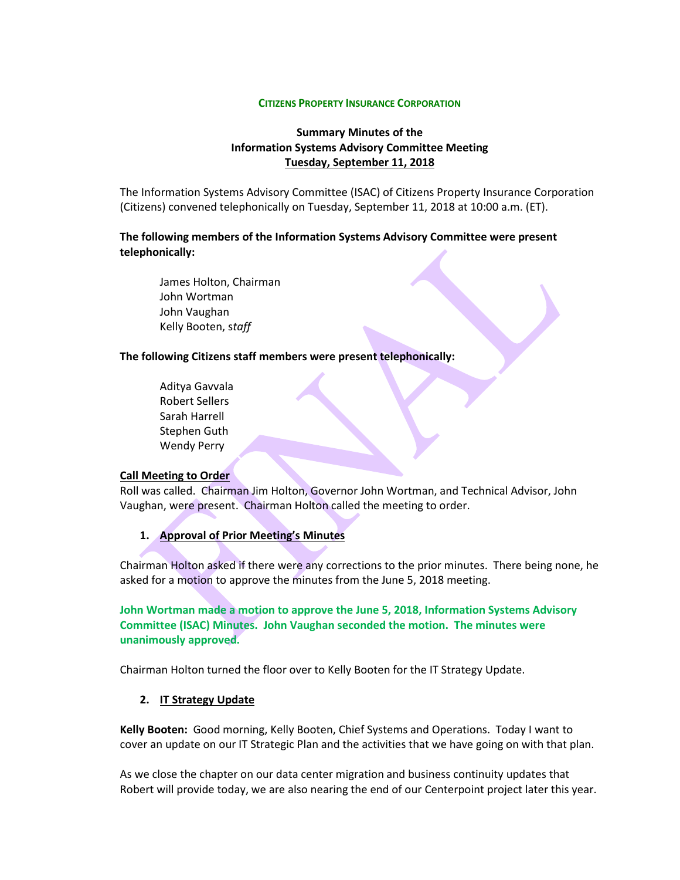**CITIZENS PROPERTY INSURANCE CORPORATION**

**Summary Minutes of the**
**Information Systems Advisory Committee Meeting**
**Tuesday, September 11, 2018**

The Information Systems Advisory Committee (ISAC) of Citizens Property Insurance Corporation (Citizens) convened telephonically on Tuesday, September 11, 2018 at 10:00 a.m. (ET).

**The following members of the Information Systems Advisory Committee were present telephonically:**

James Holton, Chairman
John Wortman
John Vaughan
Kelly Booten, *staff*

**The following Citizens staff members were present telephonically:**

Aditya Gavvala
Robert Sellers
Sarah Harrell
Stephen Guth
Wendy Perry

**Call Meeting to Order**

Roll was called. Chairman Jim Holton, Governor John Wortman, and Technical Advisor, John Vaughan, were present. Chairman Holton called the meeting to order.

1. **Approval of Prior Meeting's Minutes**

Chairman Holton asked if there were any corrections to the prior minutes. There being none, he asked for a motion to approve the minutes from the June 5, 2018 meeting.

**John Wortman made a motion to approve the June 5, 2018, Information Systems Advisory Committee (ISAC) Minutes. John Vaughan seconded the motion. The minutes were unanimously approved.**

Chairman Holton turned the floor over to Kelly Booten for the IT Strategy Update.

2. **IT Strategy Update**

**Kelly Booten:** Good morning, Kelly Booten, Chief Systems and Operations. Today I want to cover an update on our IT Strategic Plan and the activities that we have going on with that plan.

As we close the chapter on our data center migration and business continuity updates that Robert will provide today, we are also nearing the end of our Centerpoint project later this year.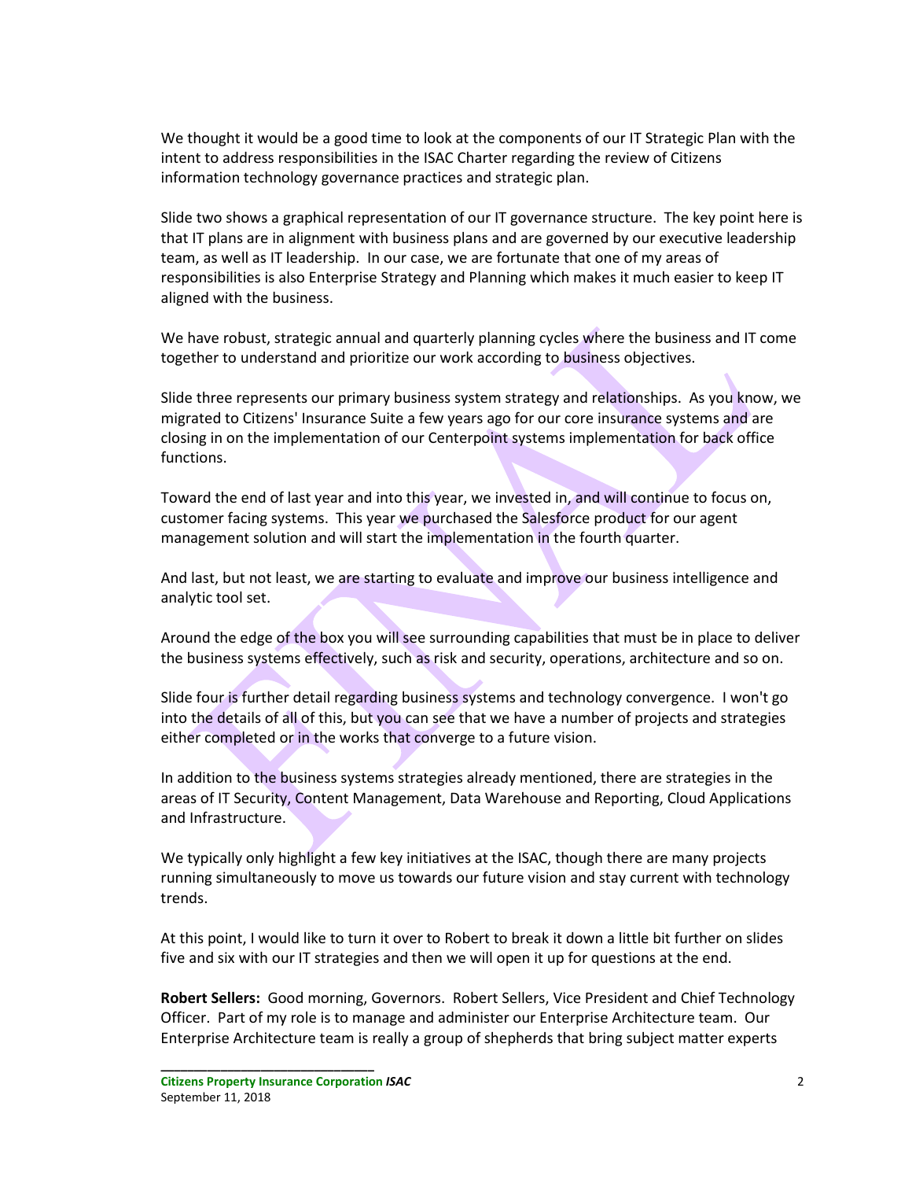We thought it would be a good time to look at the components of our IT Strategic Plan with the intent to address responsibilities in the ISAC Charter regarding the review of Citizens information technology governance practices and strategic plan.

Slide two shows a graphical representation of our IT governance structure. The key point here is that IT plans are in alignment with business plans and are governed by our executive leadership team, as well as IT leadership. In our case, we are fortunate that one of my areas of responsibilities is also Enterprise Strategy and Planning which makes it much easier to keep IT aligned with the business.

We have robust, strategic annual and quarterly planning cycles where the business and IT come together to understand and prioritize our work according to business objectives.

Slide three represents our primary business system strategy and relationships. As you know, we migrated to Citizens' Insurance Suite a few years ago for our core insurance systems and are closing in on the implementation of our Centerpoint systems implementation for back office functions.

Toward the end of last year and into this year, we invested in, and will continue to focus on, customer facing systems. This year we purchased the Salesforce product for our agent management solution and will start the implementation in the fourth quarter.

And last, but not least, we are starting to evaluate and improve our business intelligence and analytic tool set.

Around the edge of the box you will see surrounding capabilities that must be in place to deliver the business systems effectively, such as risk and security, operations, architecture and so on.

Slide four is further detail regarding business systems and technology convergence. I won't go into the details of all of this, but you can see that we have a number of projects and strategies either completed or in the works that converge to a future vision.

In addition to the business systems strategies already mentioned, there are strategies in the areas of IT Security, Content Management, Data Warehouse and Reporting, Cloud Applications and Infrastructure.

We typically only highlight a few key initiatives at the ISAC, though there are many projects running simultaneously to move us towards our future vision and stay current with technology trends.

At this point, I would like to turn it over to Robert to break it down a little bit further on slides five and six with our IT strategies and then we will open it up for questions at the end.

**Robert Sellers:** Good morning, Governors. Robert Sellers, Vice President and Chief Technology Officer. Part of my role is to manage and administer our Enterprise Architecture team. Our Enterprise Architecture team is really a group of shepherds that bring subject matter experts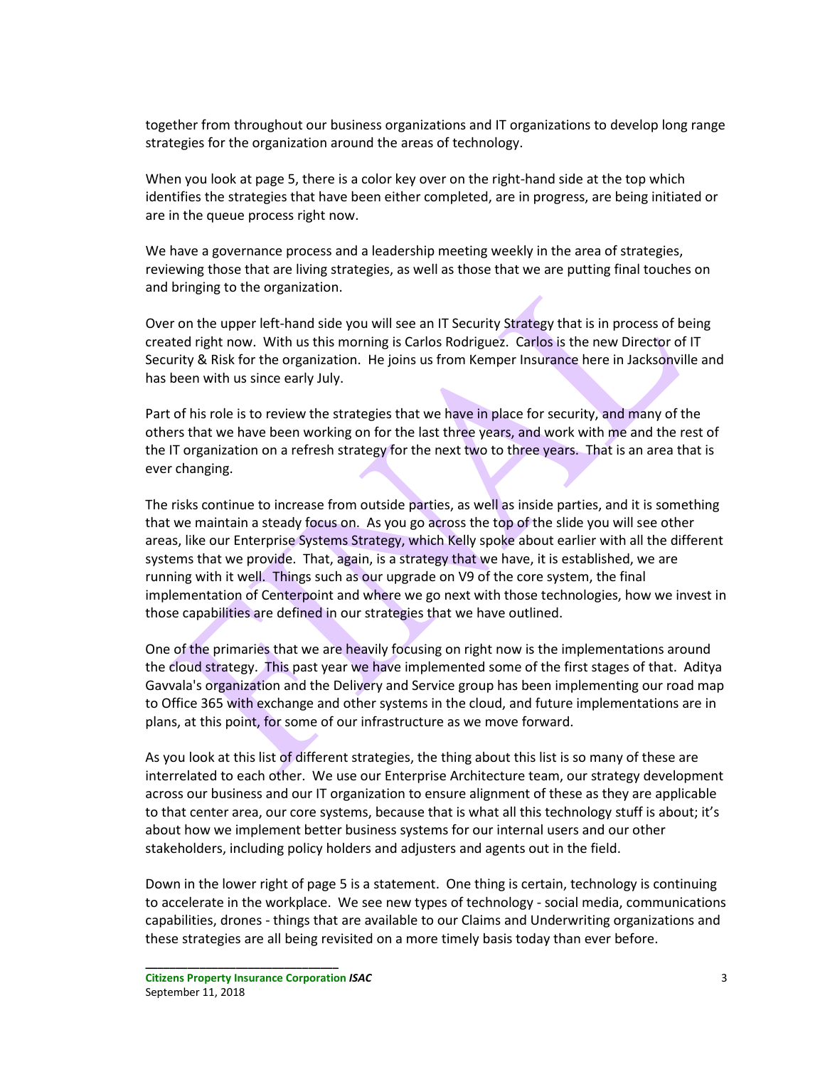together from throughout our business organizations and IT organizations to develop long range strategies for the organization around the areas of technology.

When you look at page 5, there is a color key over on the right-hand side at the top which identifies the strategies that have been either completed, are in progress, are being initiated or are in the queue process right now.

We have a governance process and a leadership meeting weekly in the area of strategies, reviewing those that are living strategies, as well as those that we are putting final touches on and bringing to the organization.

Over on the upper left-hand side you will see an IT Security Strategy that is in process of being created right now. With us this morning is Carlos Rodriguez. Carlos is the new Director of IT Security & Risk for the organization. He joins us from Kemper Insurance here in Jacksonville and has been with us since early July.

Part of his role is to review the strategies that we have in place for security, and many of the others that we have been working on for the last three years, and work with me and the rest of the IT organization on a refresh strategy for the next two to three years. That is an area that is ever changing.

The risks continue to increase from outside parties, as well as inside parties, and it is something that we maintain a steady focus on. As you go across the top of the slide you will see other areas, like our Enterprise Systems Strategy, which Kelly spoke about earlier with all the different systems that we provide. That, again, is a strategy that we have, it is established, we are running with it well. Things such as our upgrade on V9 of the core system, the final implementation of Centerpoint and where we go next with those technologies, how we invest in those capabilities are defined in our strategies that we have outlined.

One of the primaries that we are heavily focusing on right now is the implementations around the cloud strategy. This past year we have implemented some of the first stages of that. Aditya Gavvala's organization and the Delivery and Service group has been implementing our road map to Office 365 with exchange and other systems in the cloud, and future implementations are in plans, at this point, for some of our infrastructure as we move forward.

As you look at this list of different strategies, the thing about this list is so many of these are interrelated to each other. We use our Enterprise Architecture team, our strategy development across our business and our IT organization to ensure alignment of these as they are applicable to that center area, our core systems, because that is what all this technology stuff is about; it's about how we implement better business systems for our internal users and our other stakeholders, including policy holders and adjusters and agents out in the field.

Down in the lower right of page 5 is a statement. One thing is certain, technology is continuing to accelerate in the workplace. We see new types of technology - social media, communications capabilities, drones - things that are available to our Claims and Underwriting organizations and these strategies are all being revisited on a more timely basis today than ever before.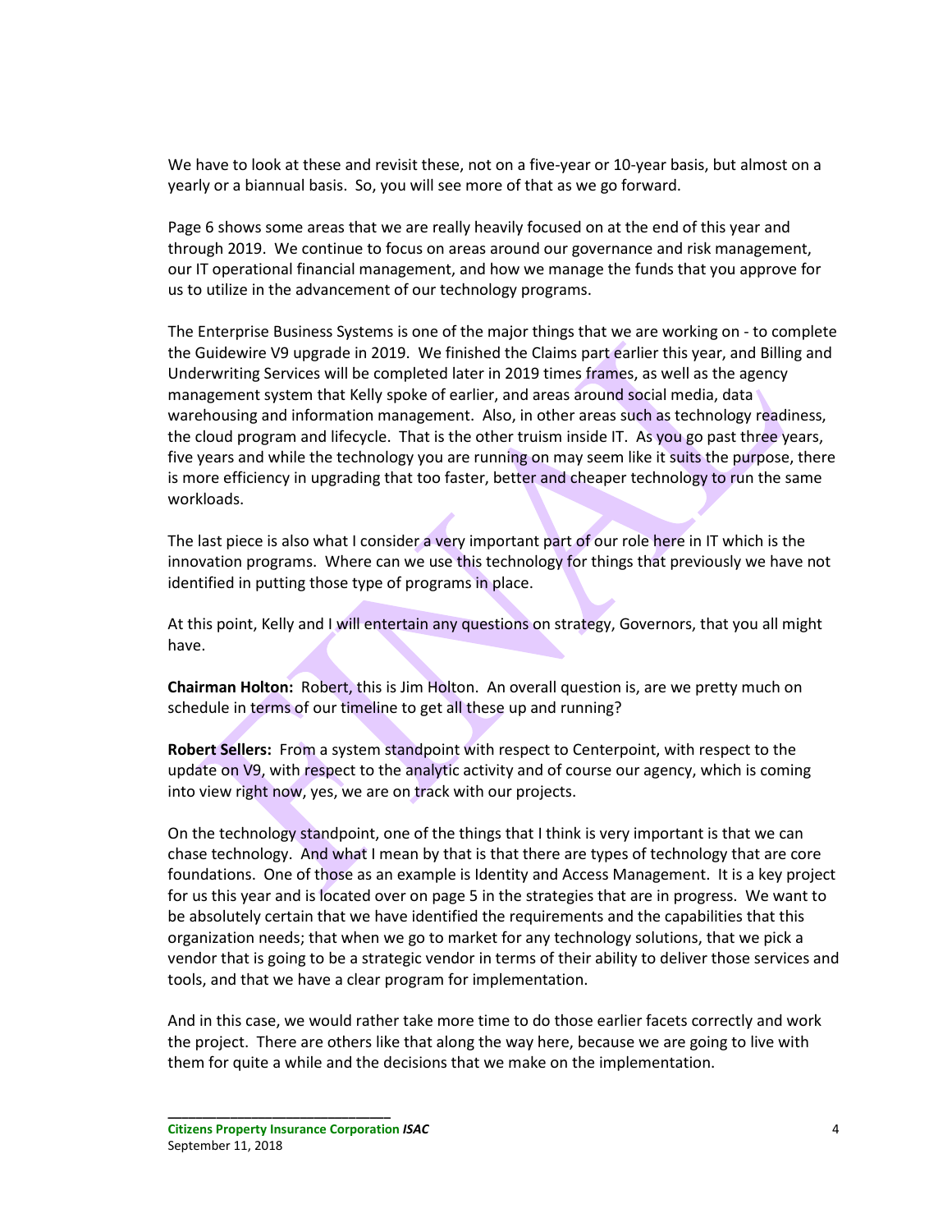We have to look at these and revisit these, not on a five-year or 10-year basis, but almost on a yearly or a biannual basis. So, you will see more of that as we go forward.

Page 6 shows some areas that we are really heavily focused on at the end of this year and through 2019. We continue to focus on areas around our governance and risk management, our IT operational financial management, and how we manage the funds that you approve for us to utilize in the advancement of our technology programs.

The Enterprise Business Systems is one of the major things that we are working on - to complete the Guidewire V9 upgrade in 2019. We finished the Claims part earlier this year, and Billing and Underwriting Services will be completed later in 2019 times frames, as well as the agency management system that Kelly spoke of earlier, and areas around social media, data warehousing and information management. Also, in other areas such as technology readiness, the cloud program and lifecycle. That is the other truism inside IT. As you go past three years, five years and while the technology you are running on may seem like it suits the purpose, there is more efficiency in upgrading that too faster, better and cheaper technology to run the same workloads.

The last piece is also what I consider a very important part of our role here in IT which is the innovation programs. Where can we use this technology for things that previously we have not identified in putting those type of programs in place.

At this point, Kelly and I will entertain any questions on strategy, Governors, that you all might have.

**Chairman Holton:** Robert, this is Jim Holton. An overall question is, are we pretty much on schedule in terms of our timeline to get all these up and running?

**Robert Sellers:** From a system standpoint with respect to Centerpoint, with respect to the update on V9, with respect to the analytic activity and of course our agency, which is coming into view right now, yes, we are on track with our projects.

On the technology standpoint, one of the things that I think is very important is that we can chase technology. And what I mean by that is that there are types of technology that are core foundations. One of those as an example is Identity and Access Management. It is a key project for us this year and is located over on page 5 in the strategies that are in progress. We want to be absolutely certain that we have identified the requirements and the capabilities that this organization needs; that when we go to market for any technology solutions, that we pick a vendor that is going to be a strategic vendor in terms of their ability to deliver those services and tools, and that we have a clear program for implementation.

And in this case, we would rather take more time to do those earlier facets correctly and work the project. There are others like that along the way here, because we are going to live with them for quite a while and the decisions that we make on the implementation.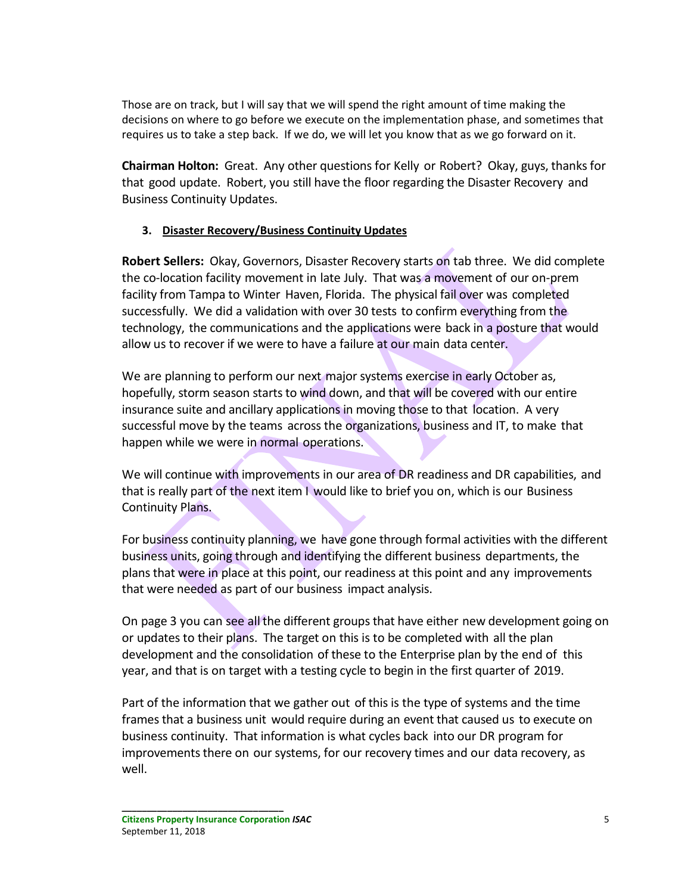Those are on track, but I will say that we will spend the right amount of time making the decisions on where to go before we execute on the implementation phase, and sometimes that requires us to take a step back. If we do, we will let you know that as we go forward on it.

**Chairman Holton:** Great. Any other questions for Kelly or Robert? Okay, guys, thanks for that good update. Robert, you still have the floor regarding the Disaster Recovery and Business Continuity Updates.

3. **Disaster Recovery/Business Continuity Updates**

**Robert Sellers:** Okay, Governors, Disaster Recovery starts on tab three. We did complete the co-location facility movement in late July. That was a movement of our on-prem facility from Tampa to Winter Haven, Florida. The physical fail over was completed successfully. We did a validation with over 30 tests to confirm everything from the technology, the communications and the applications were back in a posture that would allow us to recover if we were to have a failure at our main data center.

We are planning to perform our next major systems exercise in early October as, hopefully, storm season starts to wind down, and that will be covered with our entire insurance suite and ancillary applications in moving those to that location. A very successful move by the teams across the organizations, business and IT, to make that happen while we were in normal operations.

We will continue with improvements in our area of DR readiness and DR capabilities, and that is really part of the next item I would like to brief you on, which is our Business Continuity Plans.

For business continuity planning, we have gone through formal activities with the different business units, going through and identifying the different business departments, the plans that were in place at this point, our readiness at this point and any improvements that were needed as part of our business impact analysis.

On page 3 you can see all the different groups that have either new development going on or updates to their plans. The target on this is to be completed with all the plan development and the consolidation of these to the Enterprise plan by the end of this year, and that is on target with a testing cycle to begin in the first quarter of 2019.

Part of the information that we gather out of this is the type of systems and the time frames that a business unit would require during an event that caused us to execute on business continuity. That information is what cycles back into our DR program for improvements there on our systems, for our recovery times and our data recovery, as well.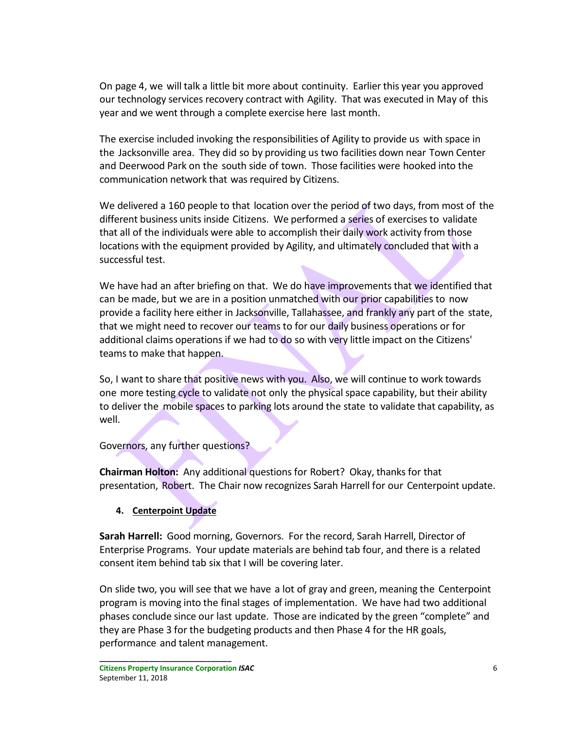On page 4, we will talk a little bit more about continuity. Earlier this year you approved our technology services recovery contract with Agility. That was executed in May of this year and we went through a complete exercise here last month.

The exercise included invoking the responsibilities of Agility to provide us with space in the Jacksonville area. They did so by providing us two facilities down near Town Center and Deerwood Park on the south side of town. Those facilities were hooked into the communication network that was required by Citizens.

We delivered a 160 people to that location over the period of two days, from most of the different business units inside Citizens. We performed a series of exercises to validate that all of the individuals were able to accomplish their daily work activity from those locations with the equipment provided by Agility, and ultimately concluded that with a successful test.

We have had an after briefing on that. We do have improvements that we identified that can be made, but we are in a position unmatched with our prior capabilities to now provide a facility here either in Jacksonville, Tallahassee, and frankly any part of the state, that we might need to recover our teams to for our daily business operations or for additional claims operations if we had to do so with very little impact on the Citizens' teams to make that happen.

So, I want to share that positive news with you. Also, we will continue to work towards one more testing cycle to validate not only the physical space capability, but their ability to deliver the mobile spaces to parking lots around the state to validate that capability, as well.

Governors, any further questions?

**Chairman Holton:** Any additional questions for Robert? Okay, thanks for that presentation, Robert. The Chair now recognizes Sarah Harrell for our Centerpoint update.

**4. Centerpoint Update**

**Sarah Harrell:** Good morning, Governors. For the record, Sarah Harrell, Director of Enterprise Programs. Your update materials are behind tab four, and there is a related consent item behind tab six that I will be covering later.

On slide two, you will see that we have a lot of gray and green, meaning the Centerpoint program is moving into the final stages of implementation. We have had two additional phases conclude since our last update. Those are indicated by the green "complete" and they are Phase 3 for the budgeting products and then Phase 4 for the HR goals, performance and talent management.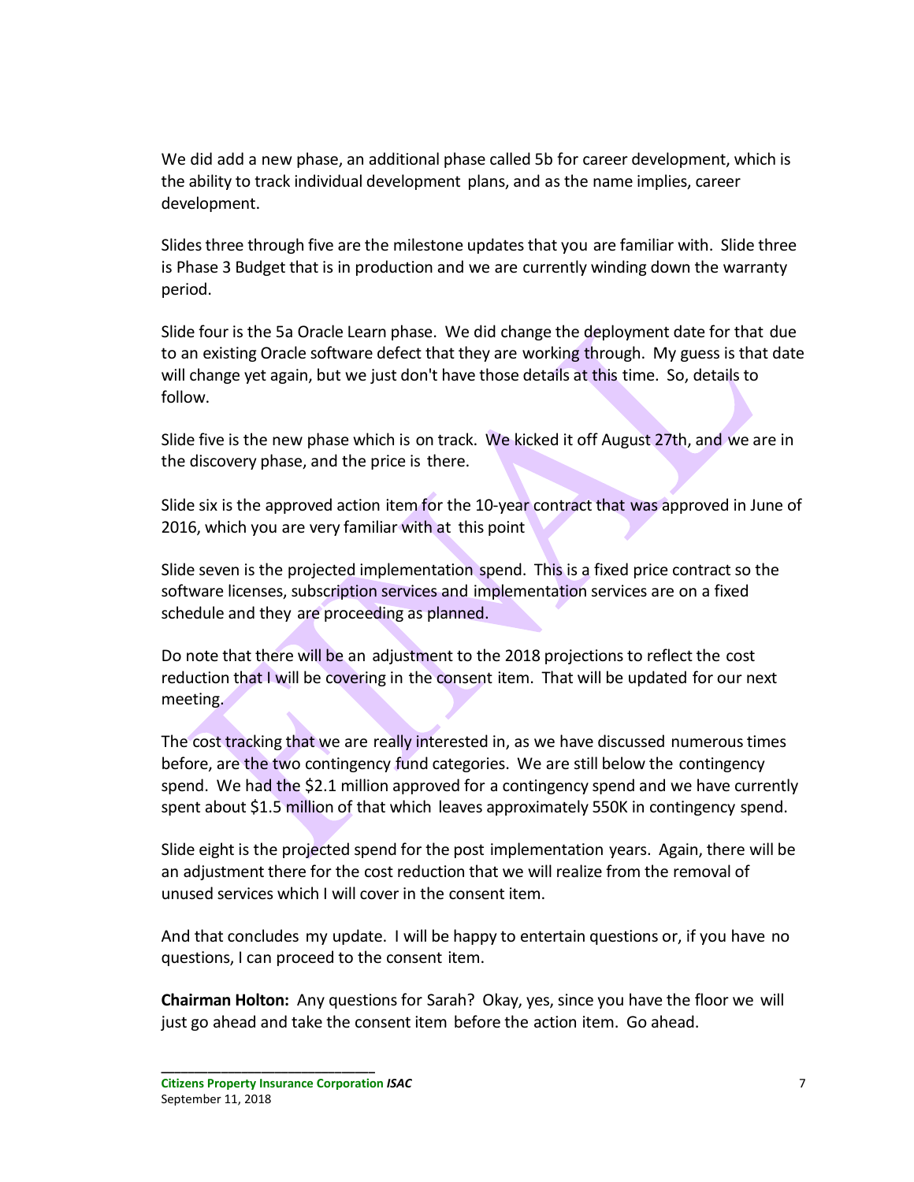We did add a new phase, an additional phase called 5b for career development, which is the ability to track individual development plans, and as the name implies, career development.

Slides three through five are the milestone updates that you are familiar with. Slide three is Phase 3 Budget that is in production and we are currently winding down the warranty period.

Slide four is the 5a Oracle Learn phase. We did change the deployment date for that due to an existing Oracle software defect that they are working through. My guess is that date will change yet again, but we just don't have those details at this time. So, details to follow.

Slide five is the new phase which is on track. We kicked it off August 27th, and we are in the discovery phase, and the price is there.

Slide six is the approved action item for the 10-year contract that was approved in June of 2016, which you are very familiar with at this point

Slide seven is the projected implementation spend. This is a fixed price contract so the software licenses, subscription services and implementation services are on a fixed schedule and they are proceeding as planned.

Do note that there will be an adjustment to the 2018 projections to reflect the cost reduction that I will be covering in the consent item. That will be updated for our next meeting.

The cost tracking that we are really interested in, as we have discussed numerous times before, are the two contingency fund categories. We are still below the contingency spend. We had the $2.1 million approved for a contingency spend and we have currently spent about $1.5 million of that which leaves approximately 550K in contingency spend.

Slide eight is the projected spend for the post implementation years. Again, there will be an adjustment there for the cost reduction that we will realize from the removal of unused services which I will cover in the consent item.

And that concludes my update. I will be happy to entertain questions or, if you have no questions, I can proceed to the consent item.

**Chairman Holton:** Any questions for Sarah? Okay, yes, since you have the floor we will just go ahead and take the consent item before the action item. Go ahead.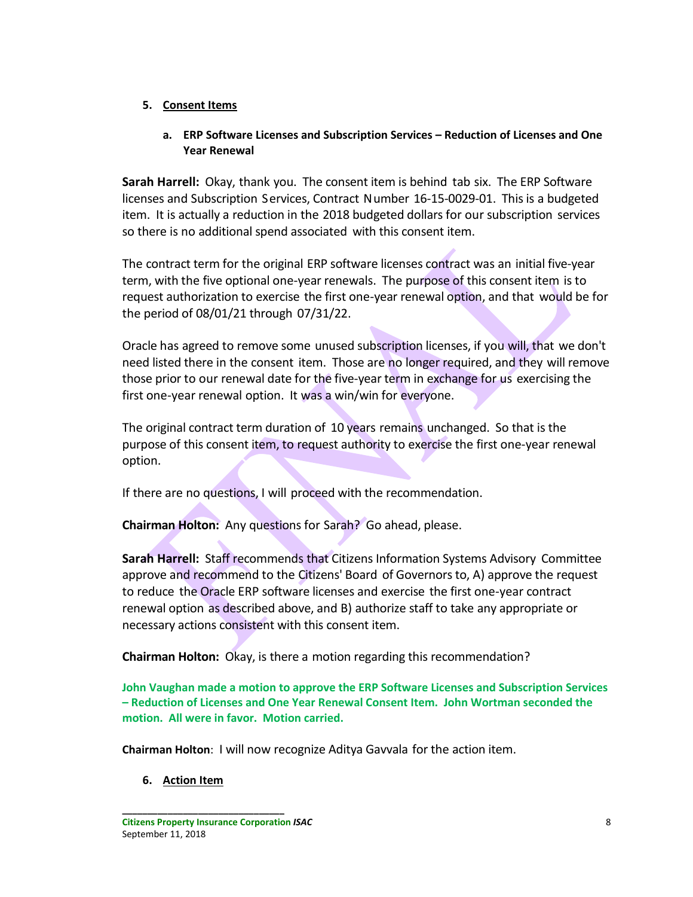5. **Consent Items**

   a. **ERP Software Licenses and Subscription Services – Reduction of Licenses and One Year Renewal**

**Sarah Harrell:** Okay, thank you. The consent item is behind tab six. The ERP Software licenses and Subscription Services, Contract Number 16-15-0029-01. This is a budgeted item. It is actually a reduction in the 2018 budgeted dollars for our subscription services so there is no additional spend associated with this consent item.

The contract term for the original ERP software licenses contract was an initial five-year term, with the five optional one-year renewals. The purpose of this consent item is to request authorization to exercise the first one-year renewal option, and that would be for the period of 08/01/21 through 07/31/22.

Oracle has agreed to remove some unused subscription licenses, if you will, that we don't need listed there in the consent item. Those are no longer required, and they will remove those prior to our renewal date for the five-year term in exchange for us exercising the first one-year renewal option. It was a win/win for everyone.

The original contract term duration of 10 years remains unchanged. So that is the purpose of this consent item, to request authority to exercise the first one-year renewal option.

If there are no questions, I will proceed with the recommendation.

**Chairman Holton:** Any questions for Sarah? Go ahead, please.

**Sarah Harrell:** Staff recommends that Citizens Information Systems Advisory Committee approve and recommend to the Citizens' Board of Governors to, A) approve the request to reduce the Oracle ERP software licenses and exercise the first one-year contract renewal option as described above, and B) authorize staff to take any appropriate or necessary actions consistent with this consent item.

**Chairman Holton:** Okay, is there a motion regarding this recommendation?

**John Vaughan made a motion to approve the ERP Software Licenses and Subscription Services – Reduction of Licenses and One Year Renewal Consent Item. John Wortman seconded the motion. All were in favor. Motion carried.**

**Chairman Holton**: I will now recognize Aditya Gavvala for the action item.

6. **Action Item**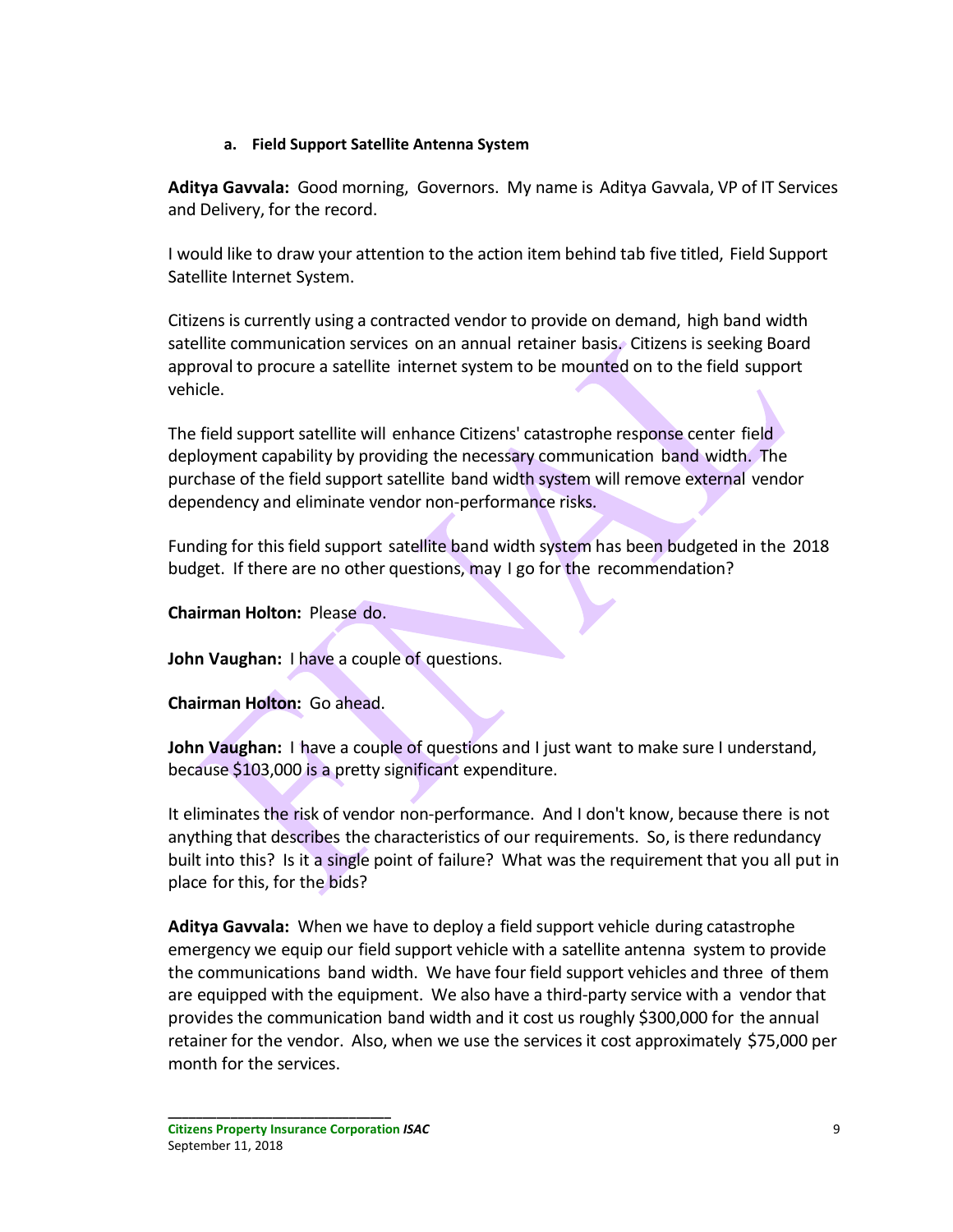**a. Field Support Satellite Antenna System**

**Aditya Gavvala:** Good morning, Governors. My name is Aditya Gavvala, VP of IT Services and Delivery, for the record.

I would like to draw your attention to the action item behind tab five titled, Field Support Satellite Internet System.

Citizens is currently using a contracted vendor to provide on demand, high band width satellite communication services on an annual retainer basis. Citizens is seeking Board approval to procure a satellite internet system to be mounted on to the field support vehicle.

The field support satellite will enhance Citizens' catastrophe response center field deployment capability by providing the necessary communication band width. The purchase of the field support satellite band width system will remove external vendor dependency and eliminate vendor non-performance risks.

Funding for this field support satellite band width system has been budgeted in the 2018 budget. If there are no other questions, may I go for the recommendation?

**Chairman Holton:** Please do.

**John Vaughan:** I have a couple of questions.

**Chairman Holton:** Go ahead.

**John Vaughan:** I have a couple of questions and I just want to make sure I understand, because $103,000 is a pretty significant expenditure.

It eliminates the risk of vendor non-performance. And I don't know, because there is not anything that describes the characteristics of our requirements. So, is there redundancy built into this? Is it a single point of failure? What was the requirement that you all put in place for this, for the bids?

**Aditya Gavvala:** When we have to deploy a field support vehicle during catastrophe emergency we equip our field support vehicle with a satellite antenna system to provide the communications band width. We have four field support vehicles and three of them are equipped with the equipment. We also have a third-party service with a vendor that provides the communication band width and it cost us roughly $300,000 for the annual retainer for the vendor. Also, when we use the services it cost approximately $75,000 per month for the services.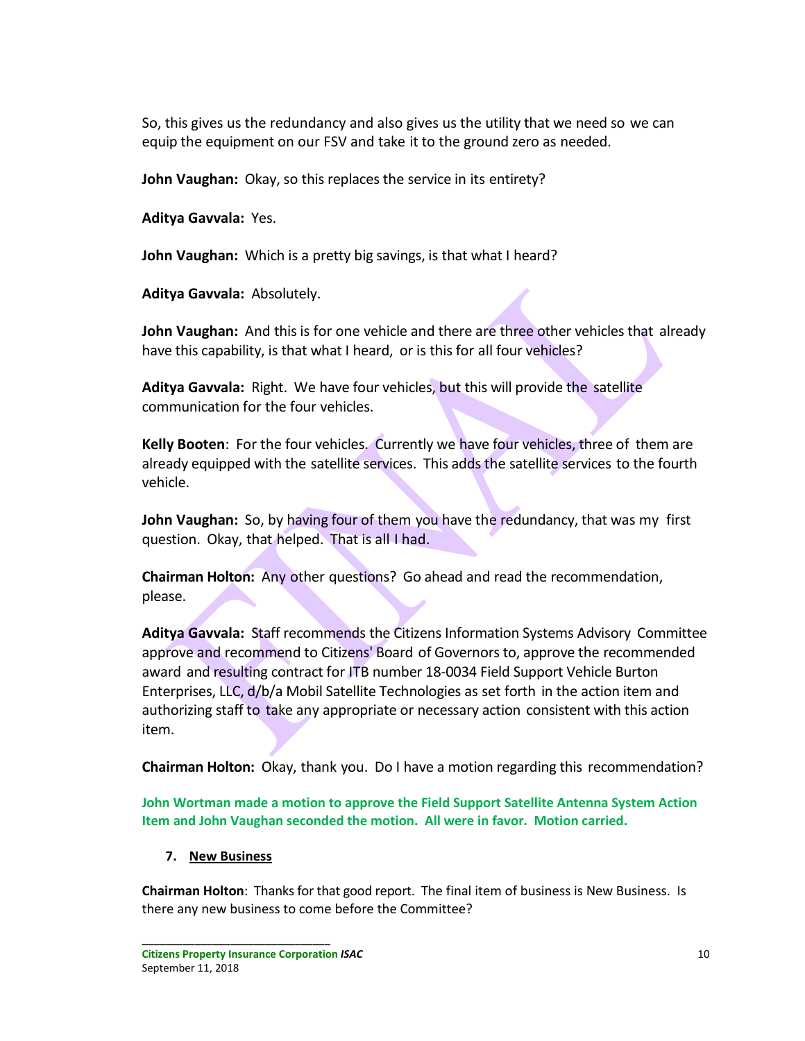So, this gives us the redundancy and also gives us the utility that we need so we can equip the equipment on our FSV and take it to the ground zero as needed.

**John Vaughan:** Okay, so this replaces the service in its entirety?

**Aditya Gavvala:** Yes.

**John Vaughan:** Which is a pretty big savings, is that what I heard?

**Aditya Gavvala:** Absolutely.

**John Vaughan:** And this is for one vehicle and there are three other vehicles that already have this capability, is that what I heard, or is this for all four vehicles?

**Aditya Gavvala:** Right. We have four vehicles, but this will provide the satellite communication for the four vehicles.

**Kelly Booten**: For the four vehicles. Currently we have four vehicles, three of them are already equipped with the satellite services. This adds the satellite services to the fourth vehicle.

**John Vaughan:** So, by having four of them you have the redundancy, that was my first question. Okay, that helped. That is all I had.

**Chairman Holton:** Any other questions? Go ahead and read the recommendation, please.

**Aditya Gavvala:** Staff recommends the Citizens Information Systems Advisory Committee approve and recommend to Citizens' Board of Governors to, approve the recommended award and resulting contract for ITB number 18-0034 Field Support Vehicle Burton Enterprises, LLC, d/b/a Mobil Satellite Technologies as set forth in the action item and authorizing staff to take any appropriate or necessary action consistent with this action item.

**Chairman Holton:** Okay, thank you. Do I have a motion regarding this recommendation?

**John Wortman made a motion to approve the Field Support Satellite Antenna System Action Item and John Vaughan seconded the motion. All were in favor. Motion carried.**

7. **New Business**

**Chairman Holton**: Thanks for that good report. The final item of business is New Business. Is there any new business to come before the Committee?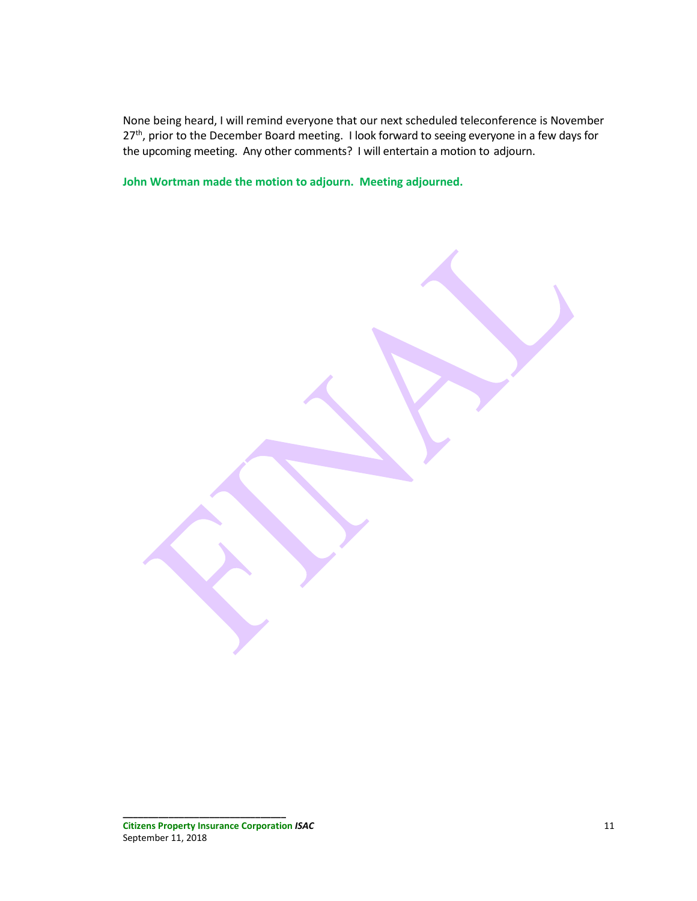None being heard, I will remind everyone that our next scheduled teleconference is November 27th, prior to the December Board meeting. I look forward to seeing everyone in a few days for the upcoming meeting. Any other comments? I will entertain a motion to adjourn.

**John Wortman made the motion to adjourn. Meeting adjourned.**